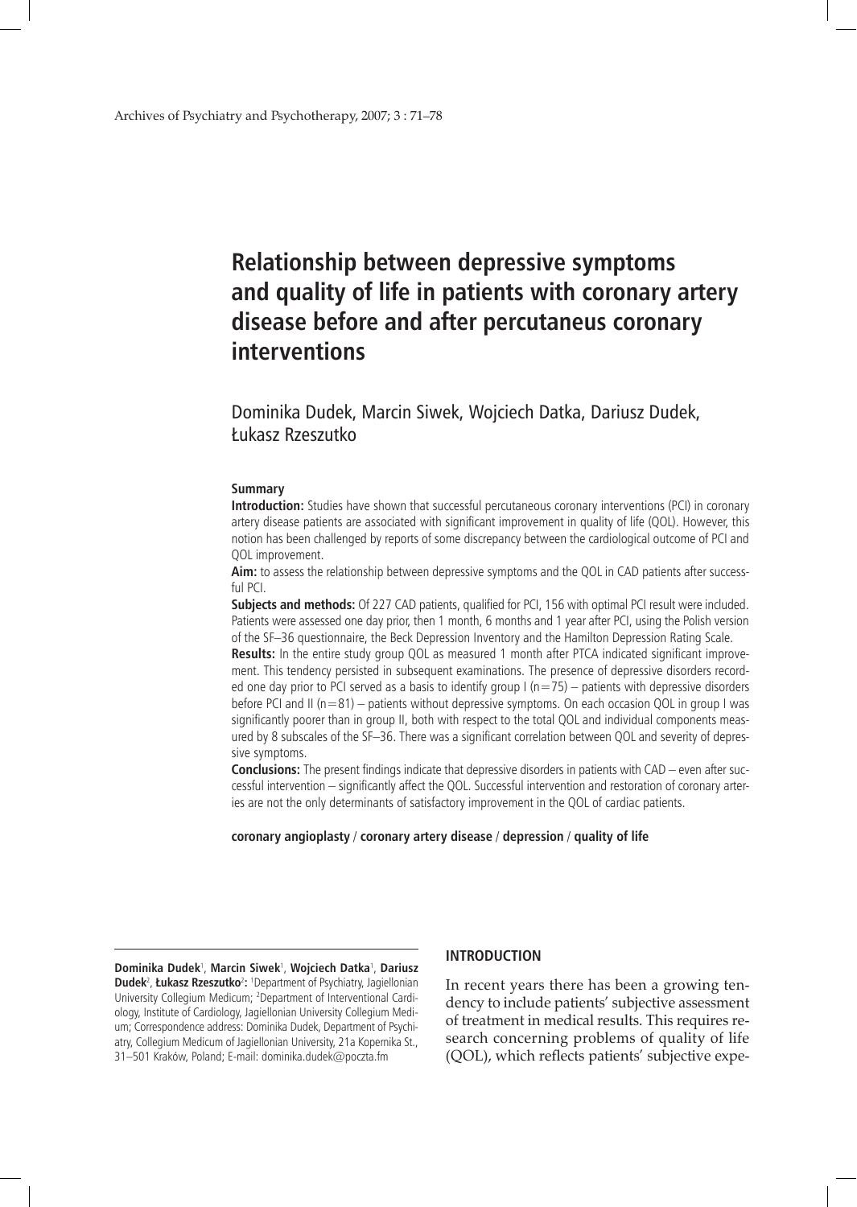# Relationship between depressive symptoms and quality of life in patients with coronary artery disease before and after percutaneous coronary interventions

Dominika Dudek, Marcin Siwek, Wojciech Datka, Dariusz Dudek, Łukasz Rzeszutko

### Summary

**Introduction:** Studies have shown that successful percutaneous coronary interventions (PCI) in coronary artery disease patients are associated with significant improvement in quality of life (QOL). However, this notion has been challenged by reports of some discrepancy between the cardiological outcome of PCI and QOL improvement.

**Aim:** to assess the relationship between depressive symptoms and the QOL in CAD patients after successful PCI.

**Subjects and methods:** Of 227 CAD patients, qualified for PCI, 156 with optimal PCI result were included. Patients were assessed one day prior, then 1 month, 6 months and 1 year after PCI, using the Polish version of the SF–36 questionnaire, the Beck Depression Inventory and the Hamilton Depression Rating Scale.

**Results:** In the entire study group QOL as measured 1 month after PTCA indicated significant improvement. This tendency persisted in subsequent examinations. The presence of depressive disorders recorded one day prior to PCI served as a basis to identify group I (n=75) – patients with depressive disorders before PCI and II (n=81) – patients without depressive symptoms. On each occasion QOL in group I was significantly poorer than in group II, both with respect to the total QOL and individual components measured by 8 subscales of the SF–36. There was a significant correlation between QOL and severity of depressive symptoms.

**Conclusions:** The present findings indicate that depressive disorders in patients with CAD – even after successful intervention – significantly affect the QOL. Successful intervention and restoration of coronary arteries are not the only determinants of satisfactory improvement in the QOL of cardiac patients.

**coronary angioplasty / coronary artery disease / depression / quality of life**

**Dominika Dudek**[1], **Marcin Siwek**[1], **Wojciech Datka**[1], **Dariusz Dudek**[2], **Łukasz Rzeszutko**[2]**:** [1]Department of Psychiatry, Jagiellonian University Collegium Medicum; [2]Department of Interventional Cardiology, Institute of Cardiology, Jagiellonian University Collegium Medicum; Correspondence address: Dominika Dudek, Department of Psychiatry, Collegium Medicum of Jagiellonian University, 21a Kopernika St., 31–501 Kraków, Poland; E-mail: dominika.dudek@poczta.fm

## INTRODUCTION

In recent years there has been a growing tendency to include patients' subjective assessment of treatment in medical results. This requires research concerning problems of quality of life (QOL), which reflects patients' subjective expe-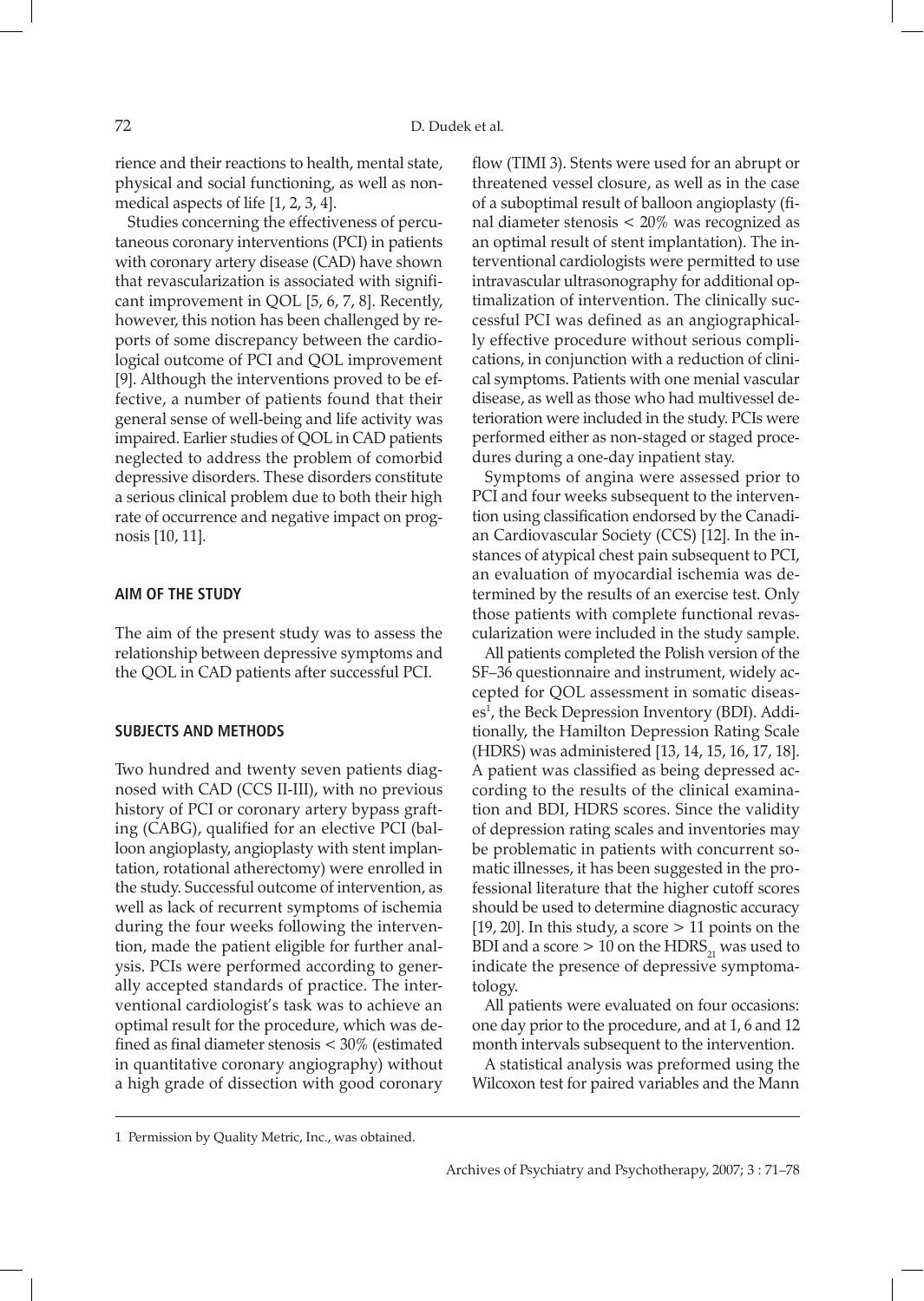rience and their reactions to health, mental state, physical and social functioning, as well as non-medical aspects of life [1, 2, 3, 4].

Studies concerning the effectiveness of percutaneous coronary interventions (PCI) in patients with coronary artery disease (CAD) have shown that revascularization is associated with significant improvement in QOL [5, 6, 7, 8]. Recently, however, this notion has been challenged by reports of some discrepancy between the cardiological outcome of PCI and QOL improvement [9]. Although the interventions proved to be effective, a number of patients found that their general sense of well-being and life activity was impaired. Earlier studies of QOL in CAD patients neglected to address the problem of comorbid depressive disorders. These disorders constitute a serious clinical problem due to both their high rate of occurrence and negative impact on prognosis [10, 11].

## AIM OF THE STUDY

The aim of the present study was to assess the relationship between depressive symptoms and the QOL in CAD patients after successful PCI.

## SUBJECTS AND METHODS

Two hundred and twenty seven patients diagnosed with CAD (CCS II-III), with no previous history of PCI or coronary artery bypass grafting (CABG), qualified for an elective PCI (balloon angioplasty, angioplasty with stent implantation, rotational atherectomy) were enrolled in the study. Successful outcome of intervention, as well as lack of recurrent symptoms of ischemia during the four weeks following the intervention, made the patient eligible for further analysis. PCIs were performed according to generally accepted standards of practice. The interventional cardiologist's task was to achieve an optimal result for the procedure, which was defined as final diameter stenosis < 30% (estimated in quantitative coronary angiography) without a high grade of dissection with good coronary flow (TIMI 3). Stents were used for an abrupt or threatened vessel closure, as well as in the case of a suboptimal result of balloon angioplasty (final diameter stenosis < 20% was recognized as an optimal result of stent implantation). The interventional cardiologists were permitted to use intravascular ultrasonography for additional optimalization of intervention. The clinically successful PCI was defined as an angiographically effective procedure without serious complications, in conjunction with a reduction of clinical symptoms. Patients with one menial vascular disease, as well as those who had multivessel deterioration were included in the study. PCIs were performed either as non-staged or staged procedures during a one-day inpatient stay.

Symptoms of angina were assessed prior to PCI and four weeks subsequent to the intervention using classification endorsed by the Canadian Cardiovascular Society (CCS) [12]. In the instances of atypical chest pain subsequent to PCI, an evaluation of myocardial ischemia was determined by the results of an exercise test. Only those patients with complete functional revascularization were included in the study sample.

All patients completed the Polish version of the SF–36 questionnaire and instrument, widely accepted for QOL assessment in somatic diseases[1], the Beck Depression Inventory (BDI). Additionally, the Hamilton Depression Rating Scale (HDRS) was administered [13, 14, 15, 16, 17, 18]. A patient was classified as being depressed according to the results of the clinical examination and BDI, HDRS scores. Since the validity of depression rating scales and inventories may be problematic in patients with concurrent somatic illnesses, it has been suggested in the professional literature that the higher cutoff scores should be used to determine diagnostic accuracy [19, 20]. In this study, a score > 11 points on the BDI and a score > 10 on the $HDRS_{21}$ was used to indicate the presence of depressive symptomatology.

All patients were evaluated on four occasions: one day prior to the procedure, and at 1, 6 and 12 month intervals subsequent to the intervention.

A statistical analysis was preformed using the Wilcoxon test for paired variables and the Mann

1 Permission by Quality Metric, Inc., was obtained.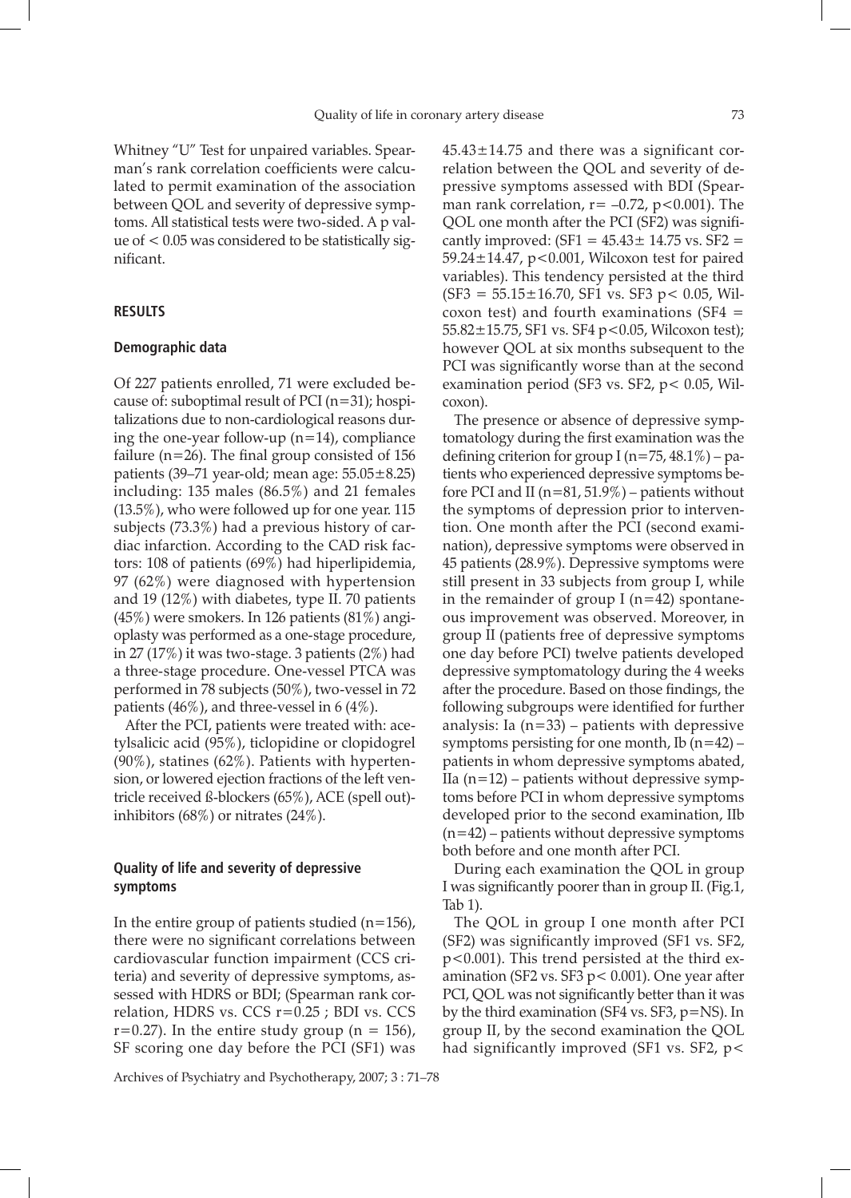Whitney "U" Test for unpaired variables. Spearman's rank correlation coefficients were calculated to permit examination of the association between QOL and severity of depressive symptoms. All statistical tests were two-sided. A p value of $< 0.05$ was considered to be statistically significant.

## RESULTS

### Demographic data

Of 227 patients enrolled, 71 were excluded because of: suboptimal result of PCI (n=31); hospitalizations due to non-cardiological reasons during the one-year follow-up (n=14), compliance failure (n=26). The final group consisted of 156 patients (39–71 year-old; mean age: 55.05±8.25) including: 135 males (86.5%) and 21 females (13.5%), who were followed up for one year. 115 subjects (73.3%) had a previous history of cardiac infarction. According to the CAD risk factors: 108 of patients (69%) had hiperlipidemia, 97 (62%) were diagnosed with hypertension and 19 (12%) with diabetes, type II. 70 patients (45%) were smokers. In 126 patients (81%) angioplasty was performed as a one-stage procedure, in 27 (17%) it was two-stage. 3 patients (2%) had a three-stage procedure. One-vessel PTCA was performed in 78 subjects (50%), two-vessel in 72 patients (46%), and three-vessel in 6 (4%).

After the PCI, patients were treated with: acetylsalicic acid (95%), ticlopidine or clopidogrel (90%), statines (62%). Patients with hypertension, or lowered ejection fractions of the left ventricle received ß-blockers (65%), ACE (spell out)-inhibitors (68%) or nitrates (24%).

### Quality of life and severity of depressive symptoms

In the entire group of patients studied (n=156), there were no significant correlations between cardiovascular function impairment (CCS criteria) and severity of depressive symptoms, assessed with HDRS or BDI; (Spearman rank correlation, HDRS vs. CCS r=0.25 ; BDI vs. CCS r=0.27). In the entire study group (n = 156), SF scoring one day before the PCI (SF1) was 45.43±14.75 and there was a significant correlation between the QOL and severity of depressive symptoms assessed with BDI (Spearman rank correlation, r= –0.72, $p<0.001$). The QOL one month after the PCI (SF2) was significantly improved: (SF1 = 45.43± 14.75 vs. SF2 = 59.24±14.47, $p<0.001$, Wilcoxon test for paired variables). This tendency persisted at the third (SF3 = 55.15±16.70, SF1 vs. SF3 $p< 0.05$, Wilcoxon test) and fourth examinations (SF4 = 55.82±15.75, SF1 vs. SF4 $p<0.05$, Wilcoxon test); however QOL at six months subsequent to the PCI was significantly worse than at the second examination period (SF3 vs. SF2, $p< 0.05$, Wilcoxon).

The presence or absence of depressive symptomatology during the first examination was the defining criterion for group I (n=75, 48.1%) – patients who experienced depressive symptoms before PCI and II (n=81, 51.9%) – patients without the symptoms of depression prior to intervention. One month after the PCI (second examination), depressive symptoms were observed in 45 patients (28.9%). Depressive symptoms were still present in 33 subjects from group I, while in the remainder of group I (n=42) spontaneous improvement was observed. Moreover, in group II (patients free of depressive symptoms one day before PCI) twelve patients developed depressive symptomatology during the 4 weeks after the procedure. Based on those findings, the following subgroups were identified for further analysis: Ia (n=33) – patients with depressive symptoms persisting for one month, Ib (n=42) – patients in whom depressive symptoms abated, IIa (n=12) – patients without depressive symptoms before PCI in whom depressive symptoms developed prior to the second examination, IIb (n=42) – patients without depressive symptoms both before and one month after PCI.

During each examination the QOL in group I was significantly poorer than in group II. (Fig.1, Tab 1).

The QOL in group I one month after PCI (SF2) was significantly improved (SF1 vs. SF2, $p<0.001$). This trend persisted at the third examination (SF2 vs. SF3 $p< 0.001$). One year after PCI, QOL was not significantly better than it was by the third examination (SF4 vs. SF3, p=NS). In group II, by the second examination the QOL had significantly improved (SF1 vs. SF2, p<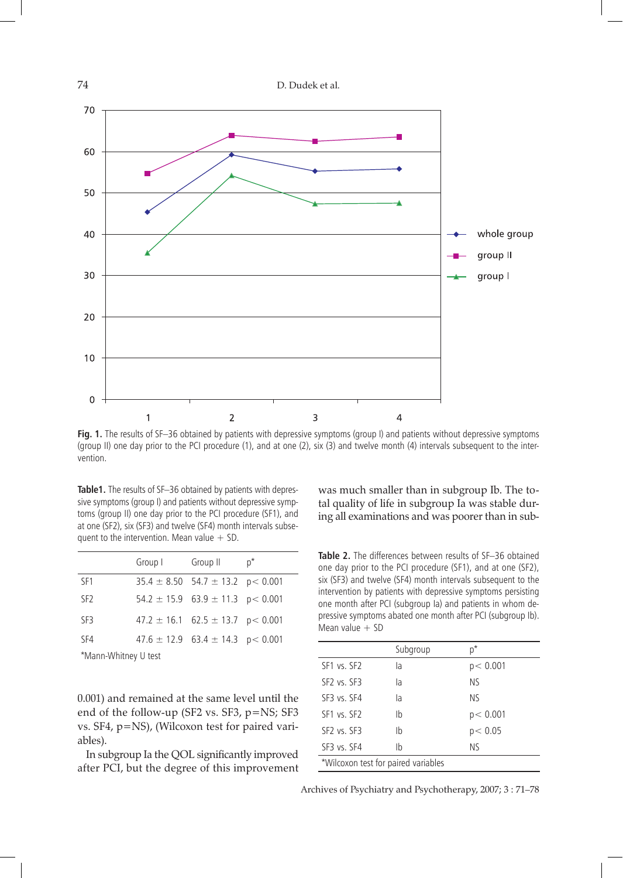**Fig. 1.** The results of SF–36 obtained by patients with depressive symptoms (group I) and patients without depressive symptoms (group II) one day prior to the PCI procedure (1), and at one (2), six (3) and twelve month (4) intervals subsequent to the intervention.

**Table1.** The results of SF–36 obtained by patients with depressive symptoms (group I) and patients without depressive symptoms (group II) one day prior to the PCI procedure (SF1), and at one (SF2), six (SF3) and twelve (SF4) month intervals subsequent to the intervention. Mean value + SD.

| | Group I | Group II | p* |
|---|---|---|---|
| SF1 | 35.4 ± 8.50 | 54.7 ± 13.2 | p< 0.001 |
| SF2 | 54.2 ± 15.9 | 63.9 ± 11.3 | p< 0.001 |
| SF3 | 47.2 ± 16.1 | 62.5 ± 13.7 | p< 0.001 |
| SF4 | 47.6 ± 12.9 | 63.4 ± 14.3 | p< 0.001 |

*Mann-Whitney U test

0.001) and remained at the same level until the end of the follow-up (SF2 vs. SF3, p=NS; SF3 vs. SF4, p=NS), (Wilcoxon test for paired variables).

In subgroup Ia the QOL significantly improved after PCI, but the degree of this improvement was much smaller than in subgroup Ib. The total quality of life in subgroup Ia was stable during all examinations and was poorer than in sub-

**Table 2.** The differences between results of SF–36 obtained one day prior to the PCI procedure (SF1), and at one (SF2), six (SF3) and twelve (SF4) month intervals subsequent to the intervention by patients with depressive symptoms persisting one month after PCI (subgroup Ia) and patients in whom depressive symptoms abated one month after PCI (subgroup Ib). Mean value + SD

| | Subgroup | p* |
|---|---|---|
| SF1 vs. SF2 | Ia | p< 0.001 |
| SF2 vs. SF3 | Ia | NS |
| SF3 vs. SF4 | Ia | NS |
| SF1 vs. SF2 | Ib | p< 0.001 |
| SF2 vs. SF3 | Ib | p< 0.05 |
| SF3 vs. SF4 | Ib | NS |

*Wilcoxon test for paired variables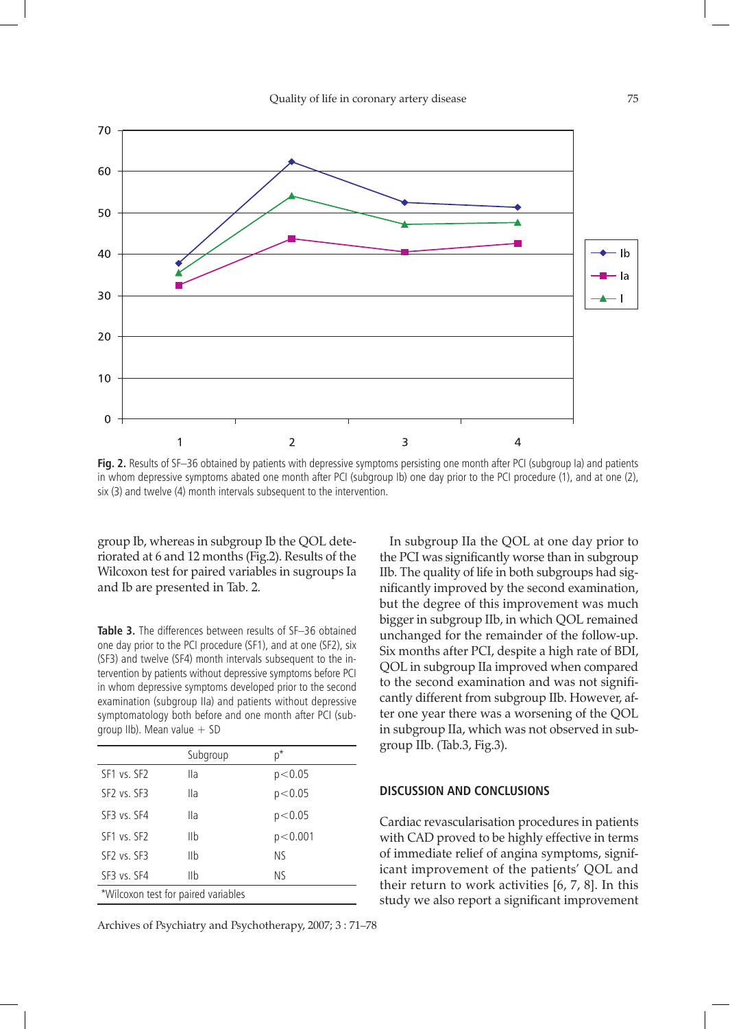Fig. 2. Results of SF–36 obtained by patients with depressive symptoms persisting one month after PCI (subgroup Ia) and patients in whom depressive symptoms abated one month after PCI (subgroup Ib) one day prior to the PCI procedure (1), and at one (2), six (3) and twelve (4) month intervals subsequent to the intervention.

group Ib, whereas in subgroup Ib the QOL deteriorated at 6 and 12 months (Fig.2). Results of the Wilcoxon test for paired variables in sugroups Ia and Ib are presented in Tab. 2.

**Table 3.** The differences between results of SF–36 obtained one day prior to the PCI procedure (SF1), and at one (SF2), six (SF3) and twelve (SF4) month intervals subsequent to the intervention by patients without depressive symptoms before PCI in whom depressive symptoms developed prior to the second examination (subgroup IIa) and patients without depressive symptomatology both before and one month after PCI (subgroup IIb). Mean value + SD

| | Subgroup | p* |
|---|---|---|
| SF1 vs. SF2 | IIa | $p<0.05$ |
| SF2 vs. SF3 | IIa | $p<0.05$ |
| SF3 vs. SF4 | IIa | $p<0.05$ |
| SF1 vs. SF2 | IIb | $p<0.001$ |
| SF2 vs. SF3 | IIb | NS |
| SF3 vs. SF4 | IIb | NS |
| *Wilcoxon test for paired variables | | |

In subgroup IIa the QOL at one day prior to the PCI was significantly worse than in subgroup IIb. The quality of life in both subgroups had significantly improved by the second examination, but the degree of this improvement was much bigger in subgroup IIb, in which QOL remained unchanged for the remainder of the follow-up. Six months after PCI, despite a high rate of BDI, QOL in subgroup IIa improved when compared to the second examination and was not significantly different from subgroup IIb. However, after one year there was a worsening of the QOL in subgroup IIa, which was not observed in subgroup IIb. (Tab.3, Fig.3).

## DISCUSSION AND CONCLUSIONS

Cardiac revascularisation procedures in patients with CAD proved to be highly effective in terms of immediate relief of angina symptoms, significant improvement of the patients' QOL and their return to work activities [6, 7, 8]. In this study we also report a significant improvement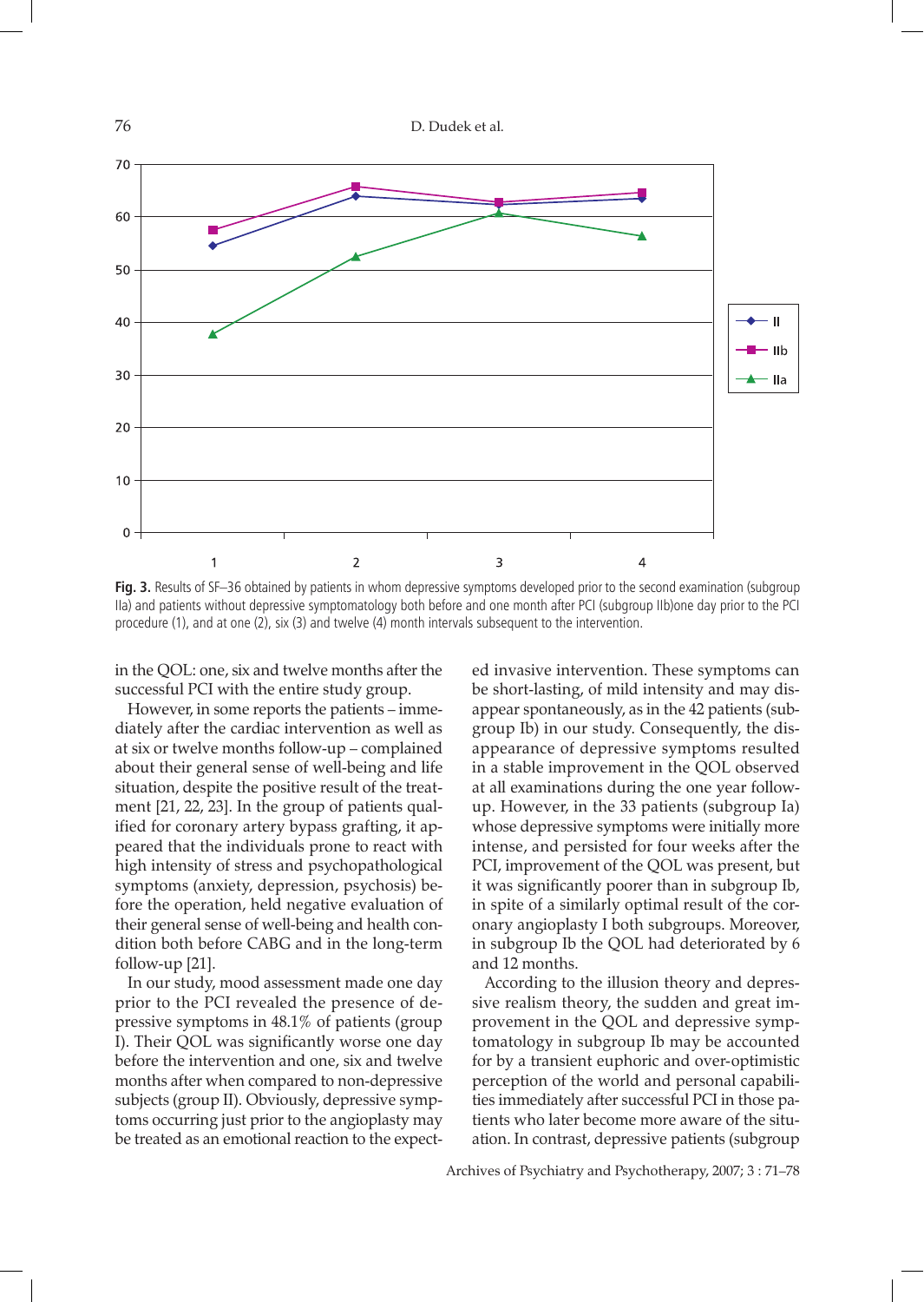**Fig. 3.** Results of SF–36 obtained by patients in whom depressive symptoms developed prior to the second examination (subgroup IIa) and patients without depressive symptomatology both before and one month after PCI (subgroup IIb)one day prior to the PCI procedure (1), and at one (2), six (3) and twelve (4) month intervals subsequent to the intervention.

in the QOL: one, six and twelve months after the successful PCI with the entire study group.

However, in some reports the patients – immediately after the cardiac intervention as well as at six or twelve months follow-up – complained about their general sense of well-being and life situation, despite the positive result of the treatment [21, 22, 23]. In the group of patients qualified for coronary artery bypass grafting, it appeared that the individuals prone to react with high intensity of stress and psychopathological symptoms (anxiety, depression, psychosis) before the operation, held negative evaluation of their general sense of well-being and health condition both before CABG and in the long-term follow-up [21].

In our study, mood assessment made one day prior to the PCI revealed the presence of depressive symptoms in 48.1% of patients (group I). Their QOL was significantly worse one day before the intervention and one, six and twelve months after when compared to non-depressive subjects (group II). Obviously, depressive symptoms occurring just prior to the angioplasty may be treated as an emotional reaction to the expected invasive intervention. These symptoms can be short-lasting, of mild intensity and may disappear spontaneously, as in the 42 patients (subgroup Ib) in our study. Consequently, the disappearance of depressive symptoms resulted in a stable improvement in the QOL observed at all examinations during the one year follow-up. However, in the 33 patients (subgroup Ia) whose depressive symptoms were initially more intense, and persisted for four weeks after the PCI, improvement of the QOL was present, but it was significantly poorer than in subgroup Ib, in spite of a similarly optimal result of the coronary angioplasty I both subgroups. Moreover, in subgroup Ib the QOL had deteriorated by 6 and 12 months.

According to the illusion theory and depressive realism theory, the sudden and great improvement in the QOL and depressive symptomatology in subgroup Ib may be accounted for by a transient euphoric and over-optimistic perception of the world and personal capabilities immediately after successful PCI in those patients who later become more aware of the situation. In contrast, depressive patients (subgroup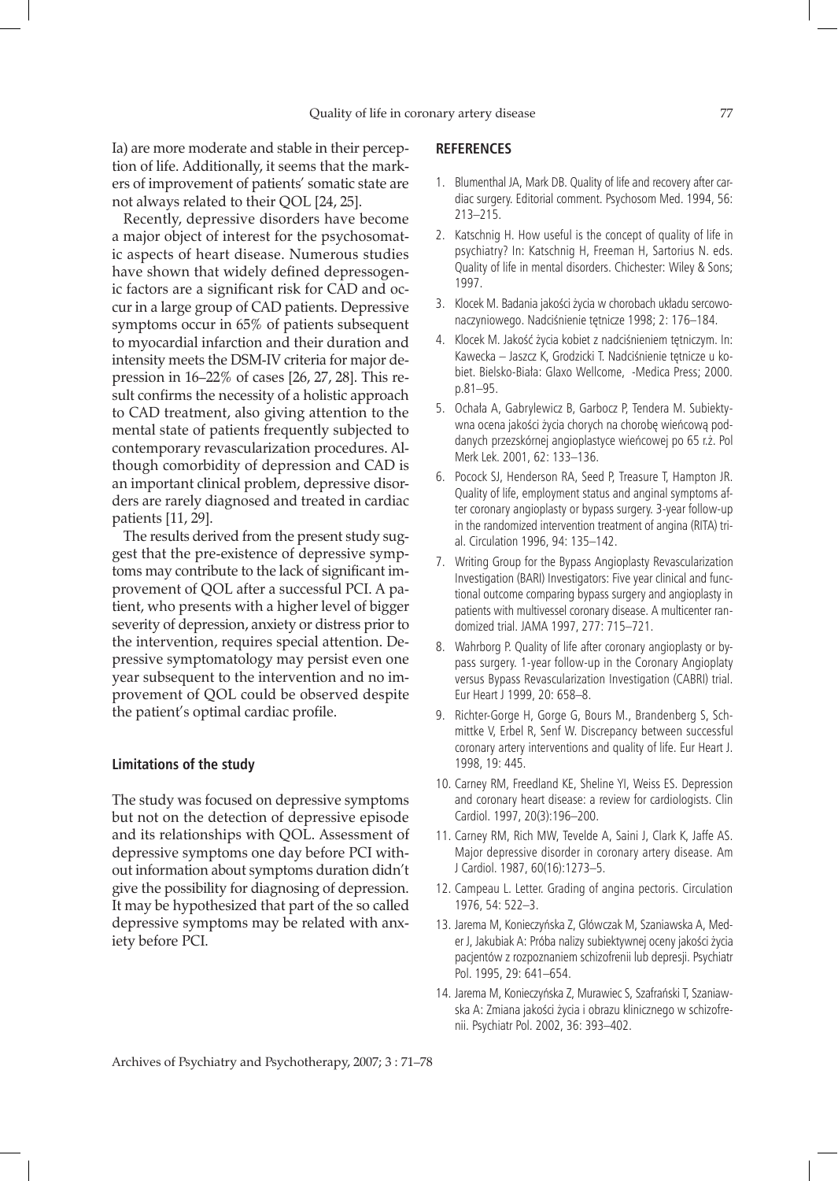Ia) are more moderate and stable in their perception of life. Additionally, it seems that the markers of improvement of patients' somatic state are not always related to their QOL [24, 25].

Recently, depressive disorders have become a major object of interest for the psychosomatic aspects of heart disease. Numerous studies have shown that widely defined depressogenic factors are a significant risk for CAD and occur in a large group of CAD patients. Depressive symptoms occur in 65% of patients subsequent to myocardial infarction and their duration and intensity meets the DSM-IV criteria for major depression in 16–22% of cases [26, 27, 28]. This result confirms the necessity of a holistic approach to CAD treatment, also giving attention to the mental state of patients frequently subjected to contemporary revascularization procedures. Although comorbidity of depression and CAD is an important clinical problem, depressive disorders are rarely diagnosed and treated in cardiac patients [11, 29].

The results derived from the present study suggest that the pre-existence of depressive symptoms may contribute to the lack of significant improvement of QOL after a successful PCI. A patient, who presents with a higher level of bigger severity of depression, anxiety or distress prior to the intervention, requires special attention. Depressive symptomatology may persist even one year subsequent to the intervention and no improvement of QOL could be observed despite the patient's optimal cardiac profile.

### Limitations of the study

The study was focused on depressive symptoms but not on the detection of depressive episode and its relationships with QOL. Assessment of depressive symptoms one day before PCI without information about symptoms duration didn't give the possibility for diagnosing of depression. It may be hypothesized that part of the so called depressive symptoms may be related with anxiety before PCI.

## REFERENCES

1. Blumenthal JA, Mark DB. Quality of life and recovery after cardiac surgery. Editorial comment. Psychosom Med. 1994, 56: 213–215.
2. Katschnig H. How useful is the concept of quality of life in psychiatry? In: Katschnig H, Freeman H, Sartorius N. eds. Quality of life in mental disorders. Chichester: Wiley & Sons; 1997.
3. Klocek M. Badania jakości życia w chorobach układu sercowonaczyniowego. Nadciśnienie tętnicze 1998; 2: 176–184.
4. Klocek M. Jakość życia kobiet z nadciśnieniem tętniczym. In: Kawecka – Jaszcz K, Grodzicki T. Nadciśnienie tętnicze u kobiet. Bielsko-Biała: Glaxo Wellcome, -Medica Press; 2000. p.81–95.
5. Ochała A, Gabrylewicz B, Garbocz P, Tendera M. Subiektywna ocena jakości życia chorych na chorobę wieńcową poddanych przezskórnej angioplastyce wieńcowej po 65 r.ż. Pol Merk Lek. 2001, 62: 133–136.
6. Pocock SJ, Henderson RA, Seed P, Treasure T, Hampton JR. Quality of life, employment status and anginal symptoms after coronary angioplasty or bypass surgery. 3-year follow-up in the randomized intervention treatment of angina (RITA) trial. Circulation 1996, 94: 135–142.
7. Writing Group for the Bypass Angioplasty Revascularization Investigation (BARI) Investigators: Five year clinical and functional outcome comparing bypass surgery and angioplasty in patients with multivessel coronary disease. A multicenter randomized trial. JAMA 1997, 277: 715–721.
8. Wahrborg P. Quality of life after coronary angioplasty or bypass surgery. 1-year follow-up in the Coronary Angioplaty versus Bypass Revascularization Investigation (CABRI) trial. Eur Heart J 1999, 20: 658–8.
9. Richter-Gorge H, Gorge G, Bours M., Brandenberg S, Schmittke V, Erbel R, Senf W. Discrepancy between successful coronary artery interventions and quality of life. Eur Heart J. 1998, 19: 445.
10. Carney RM, Freedland KE, Sheline YI, Weiss ES. Depression and coronary heart disease: a review for cardiologists. Clin Cardiol. 1997, 20(3):196–200.
11. Carney RM, Rich MW, Tevelde A, Saini J, Clark K, Jaffe AS. Major depressive disorder in coronary artery disease. Am J Cardiol. 1987, 60(16):1273–5.
12. Campeau L. Letter. Grading of angina pectoris. Circulation 1976, 54: 522–3.
13. Jarema M, Konieczyńska Z, Główczak M, Szaniawska A, Meder J, Jakubiak A: Próba nalizy subiektywnej oceny jakości życia pacjentów z rozpoznaniem schizofrenii lub depresji. Psychiatr Pol. 1995, 29: 641–654.
14. Jarema M, Konieczyńska Z, Murawiec S, Szafrański T, Szaniawska A: Zmiana jakości życia i obrazu klinicznego w schizofrenii. Psychiatr Pol. 2002, 36: 393–402.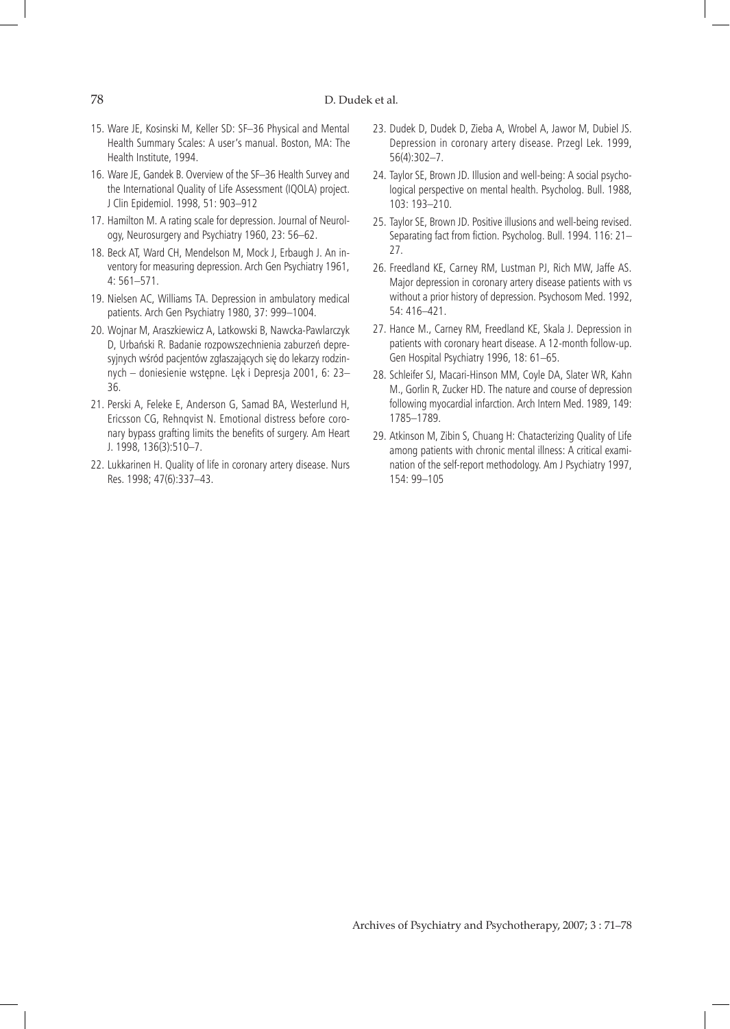15. Ware JE, Kosinski M, Keller SD: SF–36 Physical and Mental Health Summary Scales: A user's manual. Boston, MA: The Health Institute, 1994.
16. Ware JE, Gandek B. Overview of the SF–36 Health Survey and the International Quality of Life Assessment (IQOLA) project. J Clin Epidemiol. 1998, 51: 903–912
17. Hamilton M. A rating scale for depression. Journal of Neurology, Neurosurgery and Psychiatry 1960, 23: 56–62.
18. Beck AT, Ward CH, Mendelson M, Mock J, Erbaugh J. An inventory for measuring depression. Arch Gen Psychiatry 1961, 4: 561–571.
19. Nielsen AC, Williams TA. Depression in ambulatory medical patients. Arch Gen Psychiatry 1980, 37: 999–1004.
20. Wojnar M, Araszkiewicz A, Latkowski B, Nawcka-Pawlarczyk D, Urbański R. Badanie rozpowszechnienia zaburzeń depresyjnych wśród pacjentów zgłaszających się do lekarzy rodzinnych – doniesienie wstępne. Lęk i Depresja 2001, 6: 23–36.
21. Perski A, Feleke E, Anderson G, Samad BA, Westerlund H, Ericsson CG, Rehnqvist N. Emotional distress before coronary bypass grafting limits the benefits of surgery. Am Heart J. 1998, 136(3):510–7.
22. Lukkarinen H. Quality of life in coronary artery disease. Nurs Res. 1998; 47(6):337–43.
23. Dudek D, Dudek D, Zieba A, Wrobel A, Jawor M, Dubiel JS. Depression in coronary artery disease. Przegl Lek. 1999, 56(4):302–7.
24. Taylor SE, Brown JD. Illusion and well-being: A social psychological perspective on mental health. Psycholog. Bull. 1988, 103: 193–210.
25. Taylor SE, Brown JD. Positive illusions and well-being revised. Separating fact from fiction. Psycholog. Bull. 1994. 116: 21–27.
26. Freedland KE, Carney RM, Lustman PJ, Rich MW, Jaffe AS. Major depression in coronary artery disease patients with vs without a prior history of depression. Psychosom Med. 1992, 54: 416–421.
27. Hance M., Carney RM, Freedland KE, Skala J. Depression in patients with coronary heart disease. A 12-month follow-up. Gen Hospital Psychiatry 1996, 18: 61–65.
28. Schleifer SJ, Macari-Hinson MM, Coyle DA, Slater WR, Kahn M., Gorlin R, Zucker HD. The nature and course of depression following myocardial infarction. Arch Intern Med. 1989, 149: 1785–1789.
29. Atkinson M, Zibin S, Chuang H: Chatacterizing Quality of Life among patients with chronic mental illness: A critical examination of the self-report methodology. Am J Psychiatry 1997, 154: 99–105